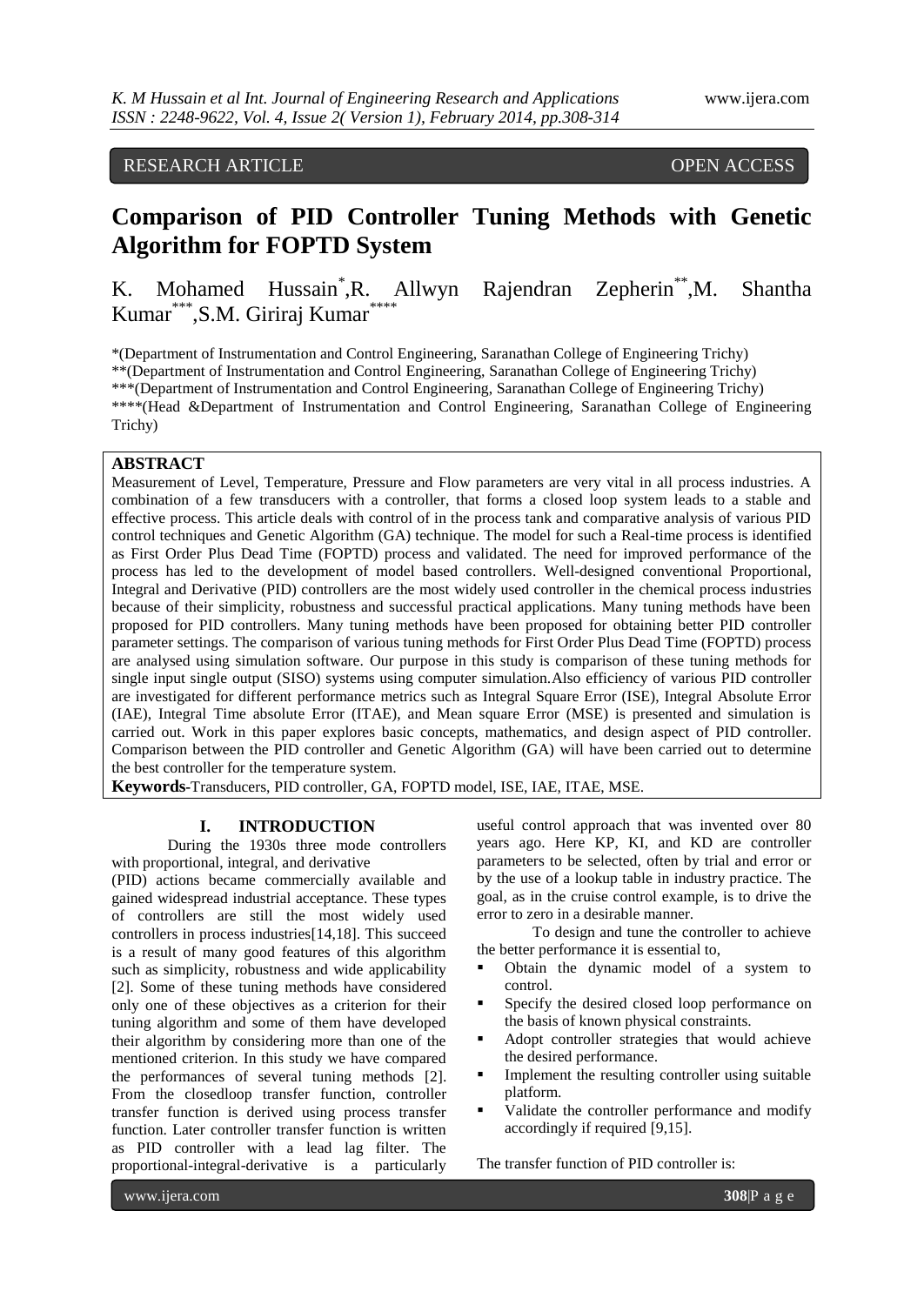RESEARCH ARTICLE OPEN ACCESS

# Comparison of PID Controller Tuning Methods with Genetic Algorithm for FOPTD System

K. Mohamed Hussain*, R. Allwyn Rajendran Zepherin**, M. Shantha Kumar***, S.M. Giriraj Kumar****

*(Department of Instrumentation and Control Engineering, Saranathan College of Engineering Trichy)
**(Department of Instrumentation and Control Engineering, Saranathan College of Engineering Trichy)
***(Department of Instrumentation and Control Engineering, Saranathan College of Engineering Trichy)
****(Head &Department of Instrumentation and Control Engineering, Saranathan College of Engineering Trichy)

## ABSTRACT

Measurement of Level, Temperature, Pressure and Flow parameters are very vital in all process industries. A combination of a few transducers with a controller, that forms a closed loop system leads to a stable and effective process. This article deals with control of in the process tank and comparative analysis of various PID control techniques and Genetic Algorithm (GA) technique. The model for such a Real-time process is identified as First Order Plus Dead Time (FOPTD) process and validated. The need for improved performance of the process has led to the development of model based controllers. Well-designed conventional Proportional, Integral and Derivative (PID) controllers are the most widely used controller in the chemical process industries because of their simplicity, robustness and successful practical applications. Many tuning methods have been proposed for PID controllers. Many tuning methods have been proposed for obtaining better PID controller parameter settings. The comparison of various tuning methods for First Order Plus Dead Time (FOPTD) process are analysed using simulation software. Our purpose in this study is comparison of these tuning methods for single input single output (SISO) systems using computer simulation.Also efficiency of various PID controller are investigated for different performance metrics such as Integral Square Error (ISE), Integral Absolute Error (IAE), Integral Time absolute Error (ITAE), and Mean square Error (MSE) is presented and simulation is carried out. Work in this paper explores basic concepts, mathematics, and design aspect of PID controller. Comparison between the PID controller and Genetic Algorithm (GA) will have been carried out to determine the best controller for the temperature system.

**Keywords-**Transducers, PID controller, GA, FOPTD model, ISE, IAE, ITAE, MSE.

## I. INTRODUCTION

During the 1930s three mode controllers with proportional, integral, and derivative (PID) actions became commercially available and gained widespread industrial acceptance. These types of controllers are still the most widely used controllers in process industries[14,18]. This succeed is a result of many good features of this algorithm such as simplicity, robustness and wide applicability [2]. Some of these tuning methods have considered only one of these objectives as a criterion for their tuning algorithm and some of them have developed their algorithm by considering more than one of the mentioned criterion. In this study we have compared the performances of several tuning methods [2]. From the closedloop transfer function, controller transfer function is derived using process transfer function. Later controller transfer function is written as PID controller with a lead lag filter. The proportional-integral-derivative is a particularly useful control approach that was invented over 80 years ago. Here KP, KI, and KD are controller parameters to be selected, often by trial and error or by the use of a lookup table in industry practice. The goal, as in the cruise control example, is to drive the error to zero in a desirable manner.

To design and tune the controller to achieve the better performance it is essential to,

- Obtain the dynamic model of a system to control.
- Specify the desired closed loop performance on the basis of known physical constraints.
- Adopt controller strategies that would achieve the desired performance.
- Implement the resulting controller using suitable platform.
- Validate the controller performance and modify accordingly if required [9,15].

The transfer function of PID controller is: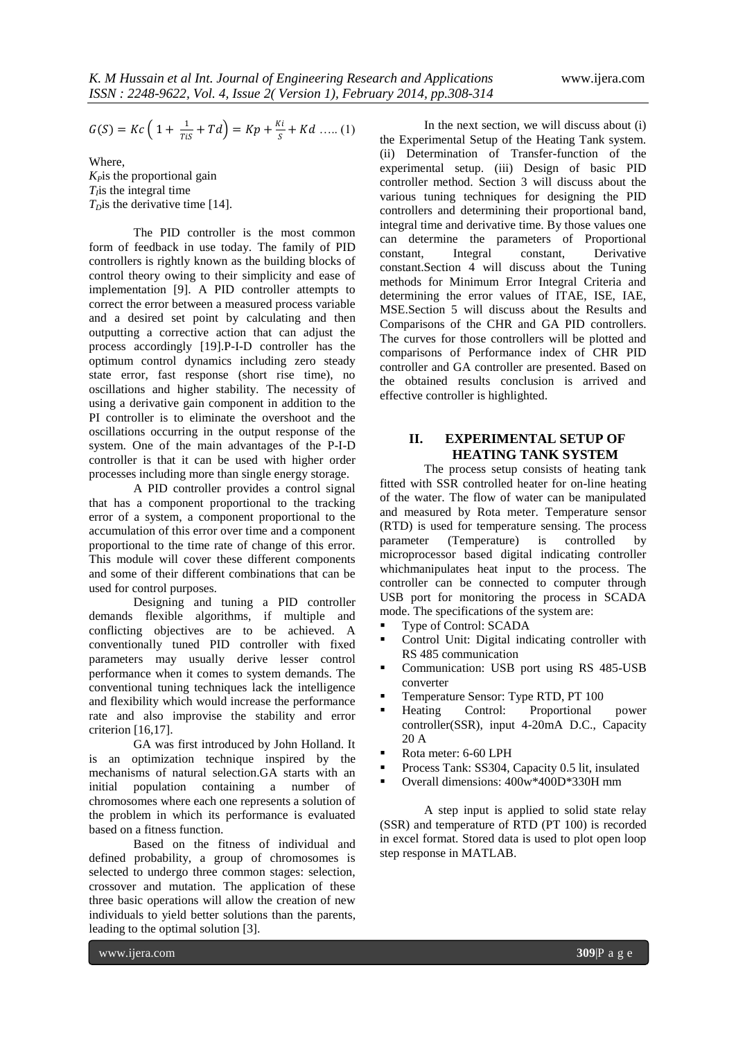$$G(S) = Kc\left(1 + \frac{1}{TiS} + Td\right) = Kp + \frac{Ki}{S} + Kd \;\ldots..(1)$$

Where,
$K_P$is the proportional gain
$T_I$is the integral time
$T_D$is the derivative time [14].

The PID controller is the most common form of feedback in use today. The family of PID controllers is rightly known as the building blocks of control theory owing to their simplicity and ease of implementation [9]. A PID controller attempts to correct the error between a measured process variable and a desired set point by calculating and then outputting a corrective action that can adjust the process accordingly [19].P-I-D controller has the optimum control dynamics including zero steady state error, fast response (short rise time), no oscillations and higher stability. The necessity of using a derivative gain component in addition to the PI controller is to eliminate the overshoot and the oscillations occurring in the output response of the system. One of the main advantages of the P-I-D controller is that it can be used with higher order processes including more than single energy storage.

A PID controller provides a control signal that has a component proportional to the tracking error of a system, a component proportional to the accumulation of this error over time and a component proportional to the time rate of change of this error. This module will cover these different components and some of their different combinations that can be used for control purposes.

Designing and tuning a PID controller demands flexible algorithms, if multiple and conflicting objectives are to be achieved. A conventionally tuned PID controller with fixed parameters may usually derive lesser control performance when it comes to system demands. The conventional tuning techniques lack the intelligence and flexibility which would increase the performance rate and also improvise the stability and error criterion [16,17].

GA was first introduced by John Holland. It is an optimization technique inspired by the mechanisms of natural selection.GA starts with an initial population containing a number of chromosomes where each one represents a solution of the problem in which its performance is evaluated based on a fitness function.

Based on the fitness of individual and defined probability, a group of chromosomes is selected to undergo three common stages: selection, crossover and mutation. The application of these three basic operations will allow the creation of new individuals to yield better solutions than the parents, leading to the optimal solution [3].

In the next section, we will discuss about (i) the Experimental Setup of the Heating Tank system. (ii) Determination of Transfer-function of the experimental setup. (iii) Design of basic PID controller method. Section 3 will discuss about the various tuning techniques for designing the PID controllers and determining their proportional band, integral time and derivative time. By those values one can determine the parameters of Proportional constant, Integral constant, Derivative constant.Section 4 will discuss about the Tuning methods for Minimum Error Integral Criteria and determining the error values of ITAE, ISE, IAE, MSE.Section 5 will discuss about the Results and Comparisons of the CHR and GA PID controllers. The curves for those controllers will be plotted and comparisons of Performance index of CHR PID controller and GA controller are presented. Based on the obtained results conclusion is arrived and effective controller is highlighted.

## II. EXPERIMENTAL SETUP OF HEATING TANK SYSTEM

The process setup consists of heating tank fitted with SSR controlled heater for on-line heating of the water. The flow of water can be manipulated and measured by Rota meter. Temperature sensor (RTD) is used for temperature sensing. The process parameter (Temperature) is controlled by microprocessor based digital indicating controller whichmanipulates heat input to the process. The controller can be connected to computer through USB port for monitoring the process in SCADA mode. The specifications of the system are:

- Type of Control: SCADA
- Control Unit: Digital indicating controller with RS 485 communication
- Communication: USB port using RS 485-USB converter
- Temperature Sensor: Type RTD, PT 100
- Heating Control: Proportional power controller(SSR), input 4-20mA D.C., Capacity 20 A
- Rota meter: 6-60 LPH
- Process Tank: SS304, Capacity 0.5 lit, insulated
- Overall dimensions: 400w*400D*330H mm

A step input is applied to solid state relay (SSR) and temperature of RTD (PT 100) is recorded in excel format. Stored data is used to plot open loop step response in MATLAB.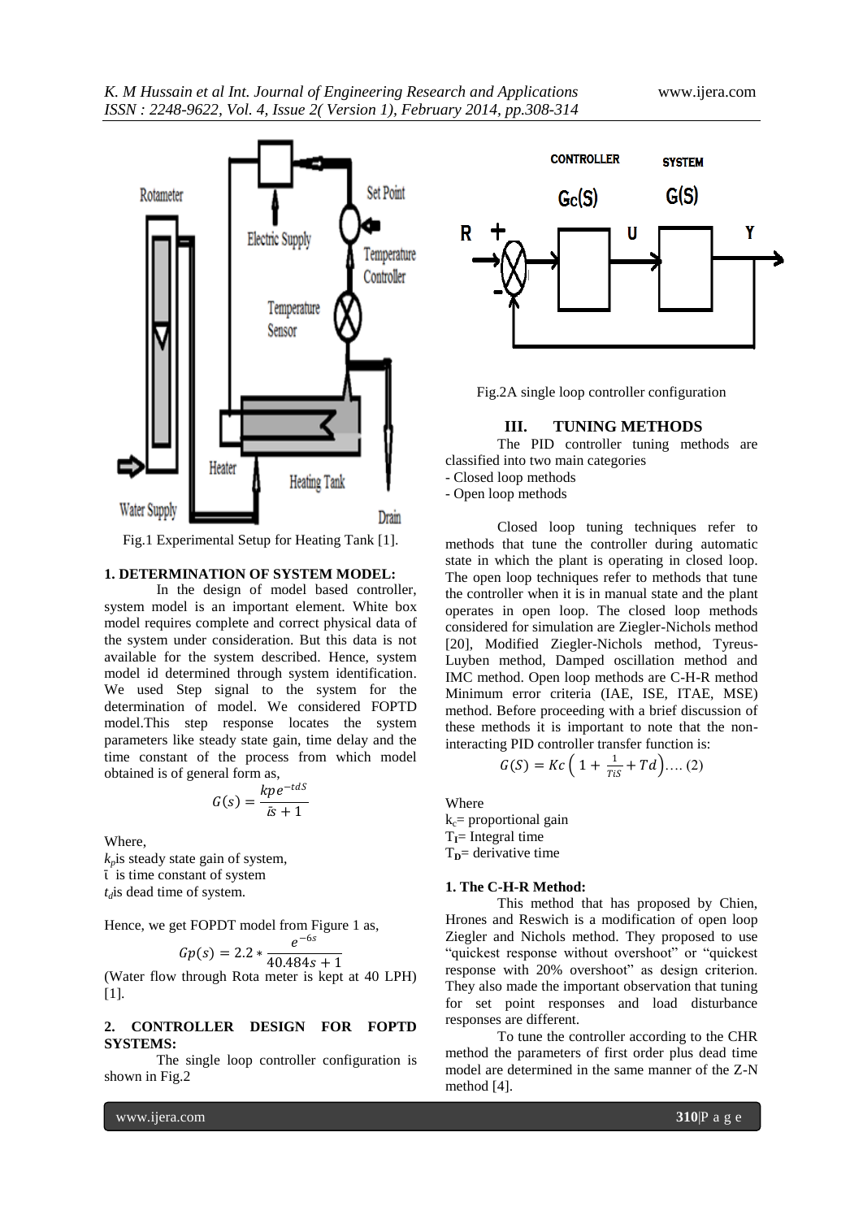Fig.1 Experimental Setup for Heating Tank [1].

### 1. DETERMINATION OF SYSTEM MODEL:

In the design of model based controller, system model is an important element. White box model requires complete and correct physical data of the system under consideration. But this data is not available for the system described. Hence, system model id determined through system identification. We used Step signal to the system for the determination of model. We considered FOPTD model.This step response locates the system parameters like steady state gain, time delay and the time constant of the process from which model obtained is of general form as,

$$G(s) = \frac{kpe^{-tdS}}{\bar{\iota}s + 1}$$

Where,
$k_p$is steady state gain of system,
$\bar{\iota}$ is time constant of system
$t_d$is dead time of system.

Hence, we get FOPDT model from Figure 1 as,

$$Gp(s) = 2.2 * \frac{e^{-6s}}{40.484s + 1}$$

(Water flow through Rota meter is kept at 40 LPH) [1].

### 2. CONTROLLER DESIGN FOR FOPTD SYSTEMS:

The single loop controller configuration is shown in Fig.2

Fig.2A single loop controller configuration

## III. TUNING METHODS

The PID controller tuning methods are classified into two main categories
- Closed loop methods
- Open loop methods

Closed loop tuning techniques refer to methods that tune the controller during automatic state in which the plant is operating in closed loop. The open loop techniques refer to methods that tune the controller when it is in manual state and the plant operates in open loop. The closed loop methods considered for simulation are Ziegler-Nichols method [20], Modified Ziegler-Nichols method, Tyreus-Luyben method, Damped oscillation method and IMC method. Open loop methods are C-H-R method Minimum error criteria (IAE, ISE, ITAE, MSE) method. Before proceeding with a brief discussion of these methods it is important to note that the non-interacting PID controller transfer function is:

$$G(S) = Kc\left(1 + \frac{1}{TiS} + Td\right)\text{.... (2)}$$

Where
$k_c$= proportional gain
$T_I$= Integral time
$T_D$= derivative time

### 1. The C-H-R Method:

This method that has proposed by Chien, Hrones and Reswich is a modification of open loop Ziegler and Nichols method. They proposed to use "quickest response without overshoot" or "quickest response with 20% overshoot" as design criterion. They also made the important observation that tuning for set point responses and load disturbance responses are different.

To tune the controller according to the CHR method the parameters of first order plus dead time model are determined in the same manner of the Z-N method [4].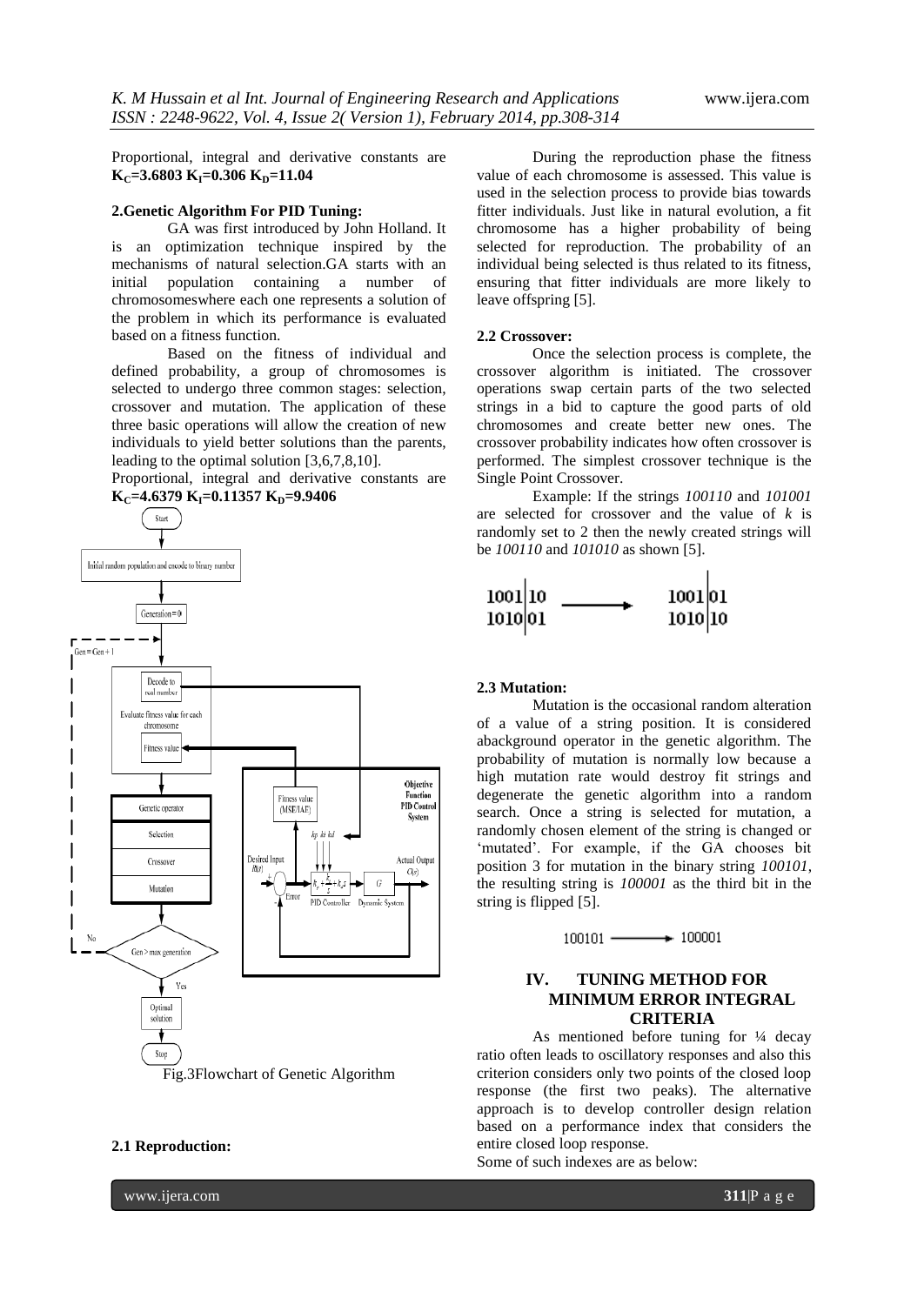Proportional, integral and derivative constants are **$K_C$=3.6803 $K_I$=0.306 $K_D$=11.04**

### 2.Genetic Algorithm For PID Tuning:

GA was first introduced by John Holland. It is an optimization technique inspired by the mechanisms of natural selection.GA starts with an initial population containing a number of chromosomeswhere each one represents a solution of the problem in which its performance is evaluated based on a fitness function.

Based on the fitness of individual and defined probability, a group of chromosomes is selected to undergo three common stages: selection, crossover and mutation. The application of these three basic operations will allow the creation of new individuals to yield better solutions than the parents, leading to the optimal solution [3,6,7,8,10].

Proportional, integral and derivative constants are **$K_C$=4.6379 $K_I$=0.11357 $K_D$=9.9406**

Fig.3Flowchart of Genetic Algorithm

### 2.1 Reproduction:

During the reproduction phase the fitness value of each chromosome is assessed. This value is used in the selection process to provide bias towards fitter individuals. Just like in natural evolution, a fit chromosome has a higher probability of being selected for reproduction. The probability of an individual being selected is thus related to its fitness, ensuring that fitter individuals are more likely to leave offspring [5].

### 2.2 Crossover:

Once the selection process is complete, the crossover algorithm is initiated. The crossover operations swap certain parts of the two selected strings in a bid to capture the good parts of old chromosomes and create better new ones. The crossover probability indicates how often crossover is performed. The simplest crossover technique is the Single Point Crossover.

Example: If the strings *100110* and *101001* are selected for crossover and the value of *k* is randomly set to 2 then the newly created strings will be *100110* and *101010* as shown [5].

```
1001|10   ------->   1001|01
1010|01              1010|10
```

### 2.3 Mutation:

Mutation is the occasional random alteration of a value of a string position. It is considered abackground operator in the genetic algorithm. The probability of mutation is normally low because a high mutation rate would destroy fit strings and degenerate the genetic algorithm into a random search. Once a string is selected for mutation, a randomly chosen element of the string is changed or 'mutated'. For example, if the GA chooses bit position 3 for mutation in the binary string *100101*, the resulting string is *100001* as the third bit in the string is flipped [5].

100101 ⟶ 100001

## IV. TUNING METHOD FOR MINIMUM ERROR INTEGRAL CRITERIA

As mentioned before tuning for ¼ decay ratio often leads to oscillatory responses and also this criterion considers only two points of the closed loop response (the first two peaks). The alternative approach is to develop controller design relation based on a performance index that considers the entire closed loop response.

Some of such indexes are as below: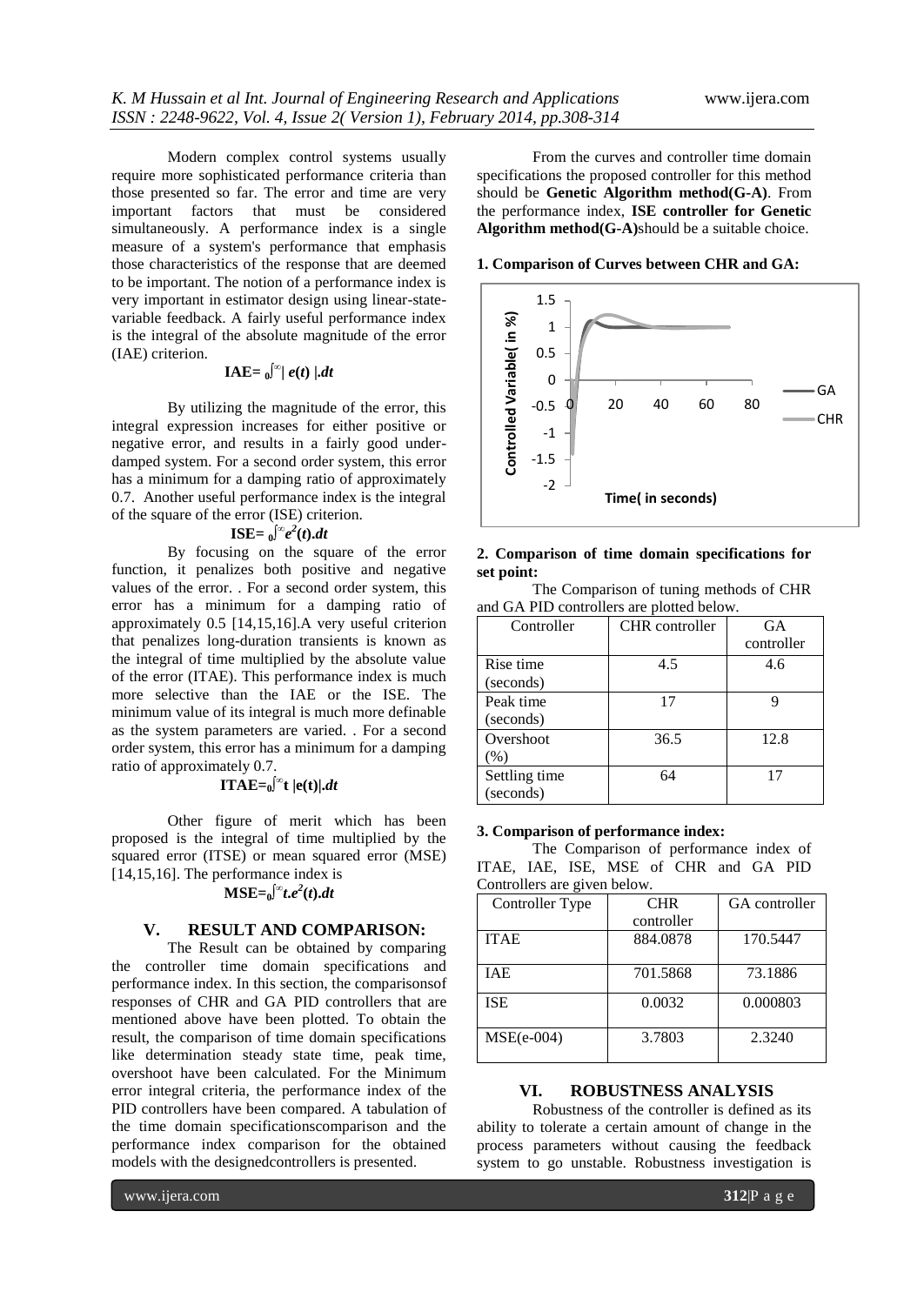Modern complex control systems usually require more sophisticated performance criteria than those presented so far. The error and time are very important factors that must be considered simultaneously. A performance index is a single measure of a system's performance that emphasis those characteristics of the response that are deemed to be important. The notion of a performance index is very important in estimator design using linear-state-variable feedback. A fairly useful performance index is the integral of the absolute magnitude of the error (IAE) criterion.

$$\mathbf{IAE} = \int_0^{\infty} |e(t)|.dt$$

By utilizing the magnitude of the error, this integral expression increases for either positive or negative error, and results in a fairly good under-damped system. For a second order system, this error has a minimum for a damping ratio of approximately 0.7. Another useful performance index is the integral of the square of the error (ISE) criterion.

$$\mathbf{ISE} = \int_0^{\infty} e^2(t).dt$$

By focusing on the square of the error function, it penalizes both positive and negative values of the error. . For a second order system, this error has a minimum for a damping ratio of approximately 0.5 [14,15,16].A very useful criterion that penalizes long-duration transients is known as the integral of time multiplied by the absolute value of the error (ITAE). This performance index is much more selective than the IAE or the ISE. The minimum value of its integral is much more definable as the system parameters are varied. . For a second order system, this error has a minimum for a damping ratio of approximately 0.7.

$$\mathbf{ITAE} = \int_0^{\infty} t\,|e(t)|.dt$$

Other figure of merit which has been proposed is the integral of time multiplied by the squared error (ITSE) or mean squared error (MSE) [14,15,16]. The performance index is

$$\mathbf{MSE} = \int_0^{\infty} t.e^2(t).dt$$

## V. RESULT AND COMPARISON:

The Result can be obtained by comparing the controller time domain specifications and performance index. In this section, the comparisonsof responses of CHR and GA PID controllers that are mentioned above have been plotted. To obtain the result, the comparison of time domain specifications like determination steady state time, peak time, overshoot have been calculated. For the Minimum error integral criteria, the performance index of the PID controllers have been compared. A tabulation of the time domain specificationscomparison and the performance index comparison for the obtained models with the designedcontrollers is presented.

From the curves and controller time domain specifications the proposed controller for this method should be **Genetic Algorithm method(G-A)**. From the performance index, **ISE controller for Genetic Algorithm method(G-A)**should be a suitable choice.

**1. Comparison of Curves between CHR and GA:**

**2. Comparison of time domain specifications for set point:**

The Comparison of tuning methods of CHR and GA PID controllers are plotted below.

| Controller | CHR controller | GA controller |
|---|---|---|
| Rise time (seconds) | 4.5 | 4.6 |
| Peak time (seconds) | 17 | 9 |
| Overshoot (%) | 36.5 | 12.8 |
| Settling time (seconds) | 64 | 17 |

**3. Comparison of performance index:**

The Comparison of performance index of ITAE, IAE, ISE, MSE of CHR and GA PID Controllers are given below.

| Controller Type | CHR controller | GA controller |
|---|---|---|
| ITAE | 884.0878 | 170.5447 |
| IAE | 701.5868 | 73.1886 |
| ISE | 0.0032 | 0.000803 |
| MSE(e-004) | 3.7803 | 2.3240 |

## VI. ROBUSTNESS ANALYSIS

Robustness of the controller is defined as its ability to tolerate a certain amount of change in the process parameters without causing the feedback system to go unstable. Robustness investigation is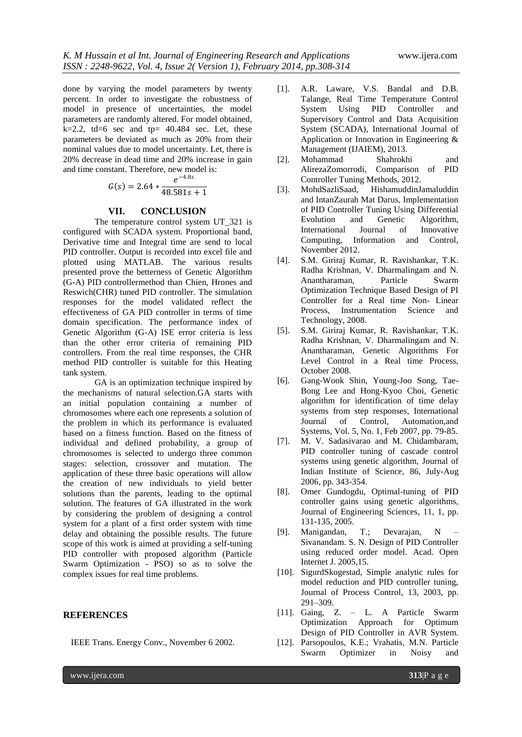done by varying the model parameters by twenty percent. In order to investigate the robustness of model in presence of uncertainties, the model parameters are randomly altered. For model obtained, k=2.2, td=6 sec and tp= 40.484 sec. Let, these parameters be deviated as much as 20% from their nominal values due to model uncertainty. Let, there is 20% decrease in dead time and 20% increase in gain and time constant. Therefore, new model is:

$$G(s) = 2.64 * \frac{e^{-4.8s}}{48.581s + 1}$$

## VII. CONCLUSION

The temperature control system UT_321 is configured with SCADA system. Proportional band, Derivative time and Integral time are send to local PID controller. Output is recorded into excel file and plotted using MATLAB. The various results presented prove the betterness of Genetic Algorithm (G-A) PID controllermethod than Chien, Hrones and Reswich(CHR) tuned PID controller. The simulation responses for the model validated reflect the effectiveness of GA PID controller in terms of time domain specification. The performance index of Genetic Algorithm (G-A) ISE error criteria is less than the other error criteria of remaining PID controllers. From the real time responses, the CHR method PID controller is suitable for this Heating tank system.

GA is an optimization technique inspired by the mechanisms of natural selection.GA starts with an initial population containing a number of chromosomes where each one represents a solution of the problem in which its performance is evaluated based on a fitness function. Based on the fitness of individual and defined probability, a group of chromosomes is selected to undergo three common stages: selection, crossover and mutation. The application of these three basic operations will allow the creation of new individuals to yield better solutions than the parents, leading to the optimal solution. The features of GA illustrated in the work by considering the problem of designing a control system for a plant of a first order system with time delay and obtaining the possible results. The future scope of this work is aimed at providing a self-tuning PID controller with proposed algorithm (Particle Swarm Optimization - PSO) so as to solve the complex issues for real time problems.

## REFERENCES

[1]. A.R. Laware, V.S. Bandal and D.B. Talange, Real Time Temperature Control System Using PID Controller and Supervisory Control and Data Acquisition System (SCADA), International Journal of Application or Innovation in Engineering & Management (IJAIEM), 2013.

[2]. Mohammad Shahrokhi and AlirezaZomorrodi, Comparison of PID Controller Tuning Methods, 2012.

[3]. MohdSazliSaad, HishamuddinJamaluddin and IntanZaurah Mat Darus, Implementation of PID Controller Tuning Using Differential Evolution and Genetic Algorithm, International Journal of Innovative Computing, Information and Control, November 2012.

[4]. S.M. Giriraj Kumar, R. Ravishankar, T.K. Radha Krishnan, V. Dharmalingam and N. Anantharaman, Particle Swarm Optimization Technique Based Design of PI Controller for a Real time Non- Linear Process, Instrumentation Science and Technology, 2008.

[5]. S.M. Giriraj Kumar, R. Ravishankar, T.K. Radha Krishnan, V. Dharmalingam and N. Anantharaman, Genetic Algorithms For Level Control in a Real time Process, October 2008.

[6]. Gang-Wook Shin, Young-Joo Song, Tae-Bong Lee and Hong-Kyoo Choi, Genetic algorithm for identification of time delay systems from step responses, International Journal of Control, Automation,and Systems, Vol. 5, No. 1, Feb 2007, pp. 79-85.

[7]. M. V. Sadasivarao and M. Chidambaram, PID controller tuning of cascade control systems using genetic algorithm, Journal of Indian Institute of Science, 86, July-Aug 2006, pp. 343-354.

[8]. Omer Gundogdu, Optimal-tuning of PID controller gains using genetic algorithms, Journal of Engineering Sciences, 11, 1, pp. 131-135, 2005.

[9]. Manigandan, T.; Devarajan, N – Sivanandam. S. N. Design of PID Controller using reduced order model. Acad. Open Internet J. 2005,15.

[10]. SigurdSkogestad, Simple analytic rules for model reduction and PID controller tuning, Journal of Process Control, 13, 2003, pp. 291–309.

[11]. Gaing, Z. – L. A Particle Swarm Optimization Approach for Optimum Design of PID Controller in AVR System. IEEE Trans. Energy Conv., November 6 2002.

[12]. Parsopoulos, K.E.; Vrahatis, M.N. Particle Swarm Optimizer in Noisy and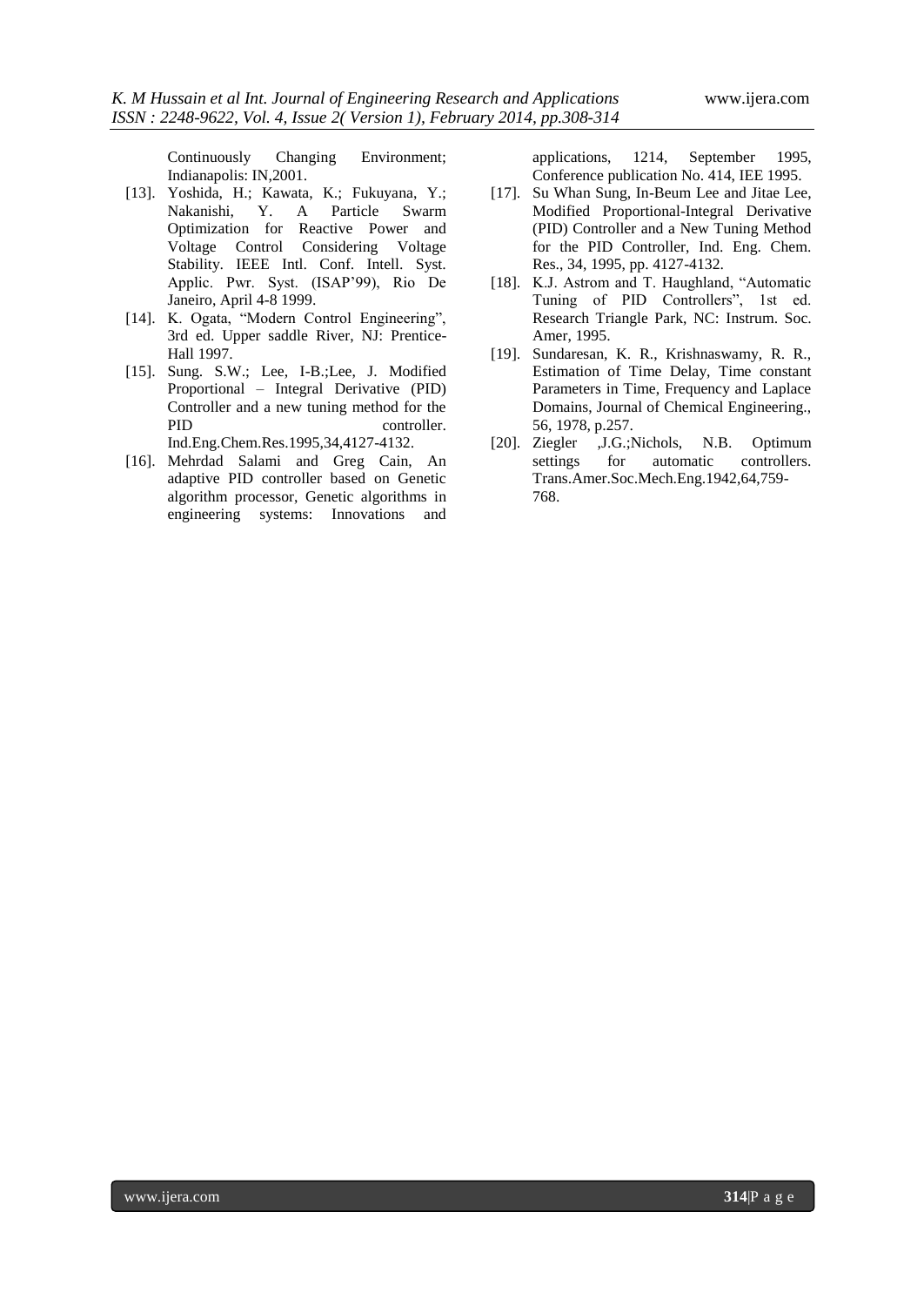Continuously Changing Environment; Indianapolis: IN,2001.

[13]. Yoshida, H.; Kawata, K.; Fukuyana, Y.; Nakanishi, Y. A Particle Swarm Optimization for Reactive Power and Voltage Control Considering Voltage Stability. IEEE Intl. Conf. Intell. Syst. Applic. Pwr. Syst. (ISAP'99), Rio De Janeiro, April 4-8 1999.

[14]. K. Ogata, "Modern Control Engineering", 3rd ed. Upper saddle River, NJ: Prentice-Hall 1997.

[15]. Sung. S.W.; Lee, I-B.;Lee, J. Modified Proportional – Integral Derivative (PID) Controller and a new tuning method for the PID controller. Ind.Eng.Chem.Res.1995,34,4127-4132.

[16]. Mehrdad Salami and Greg Cain, An adaptive PID controller based on Genetic algorithm processor, Genetic algorithms in engineering systems: Innovations and applications, 1214, September 1995, Conference publication No. 414, IEE 1995.

[17]. Su Whan Sung, In-Beum Lee and Jitae Lee, Modified Proportional-Integral Derivative (PID) Controller and a New Tuning Method for the PID Controller, Ind. Eng. Chem. Res., 34, 1995, pp. 4127-4132.

[18]. K.J. Astrom and T. Haughland, "Automatic Tuning of PID Controllers", 1st ed. Research Triangle Park, NC: Instrum. Soc. Amer, 1995.

[19]. Sundaresan, K. R., Krishnaswamy, R. R., Estimation of Time Delay, Time constant Parameters in Time, Frequency and Laplace Domains, Journal of Chemical Engineering., 56, 1978, p.257.

[20]. Ziegler ,J.G.;Nichols, N.B. Optimum settings for automatic controllers. Trans.Amer.Soc.Mech.Eng.1942,64,759-768.